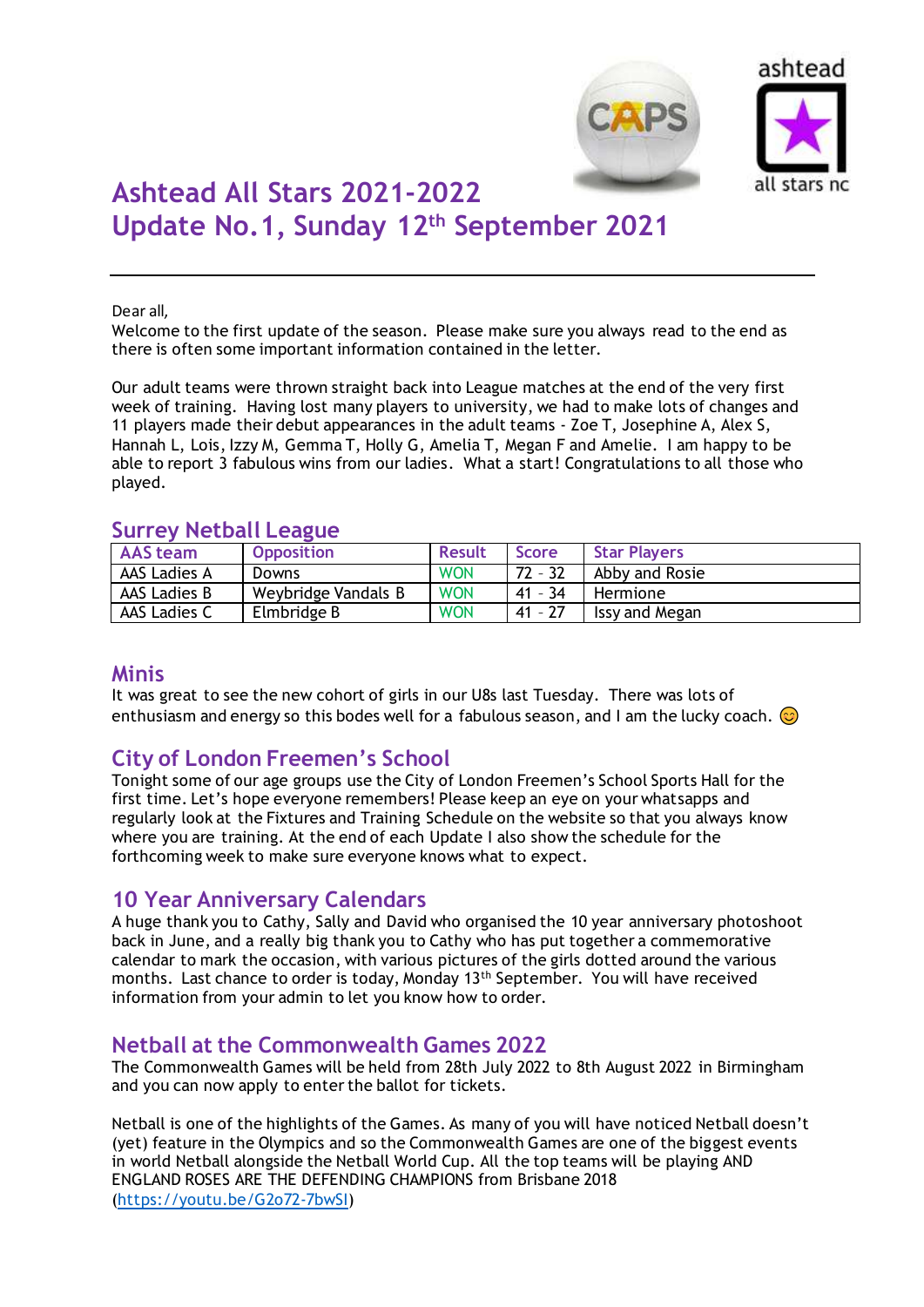# Ashtead All Stars 2021-2022
# Update No.1, Sunday 12th September 2021

---

Dear all,
Welcome to the first update of the season. Please make sure you always read to the end as there is often some important information contained in the letter.

Our adult teams were thrown straight back into League matches at the end of the very first week of training. Having lost many players to university, we had to make lots of changes and 11 players made their debut appearances in the adult teams - Zoe T, Josephine A, Alex S, Hannah L, Lois, Izzy M, Gemma T, Holly G, Amelia T, Megan F and Amelie. I am happy to be able to report 3 fabulous wins from our ladies. What a start! Congratulations to all those who played.

## Surrey Netball League

| AAS team | Opposition | Result | Score | Star Players |
|---|---|---|---|---|
| AAS Ladies A | Downs | WON | 72 - 32 | Abby and Rosie |
| AAS Ladies B | Weybridge Vandals B | WON | 41 - 34 | Hermione |
| AAS Ladies C | Elmbridge B | WON | 41 - 27 | Issy and Megan |

## Minis

It was great to see the new cohort of girls in our U8s last Tuesday. There was lots of enthusiasm and energy so this bodes well for a fabulous season, and I am the lucky coach. 😊

## City of London Freemen's School

Tonight some of our age groups use the City of London Freemen's School Sports Hall for the first time. Let's hope everyone remembers! Please keep an eye on your whatsapps and regularly look at the Fixtures and Training Schedule on the website so that you always know where you are training. At the end of each Update I also show the schedule for the forthcoming week to make sure everyone knows what to expect.

## 10 Year Anniversary Calendars

A huge thank you to Cathy, Sally and David who organised the 10 year anniversary photoshoot back in June, and a really big thank you to Cathy who has put together a commemorative calendar to mark the occasion, with various pictures of the girls dotted around the various months. Last chance to order is today, Monday 13th September. You will have received information from your admin to let you know how to order.

## Netball at the Commonwealth Games 2022

The Commonwealth Games will be held from 28th July 2022 to 8th August 2022 in Birmingham and you can now apply to enter the ballot for tickets.

Netball is one of the highlights of the Games. As many of you will have noticed Netball doesn't (yet) feature in the Olympics and so the Commonwealth Games are one of the biggest events in world Netball alongside the Netball World Cup. All the top teams will be playing AND ENGLAND ROSES ARE THE DEFENDING CHAMPIONS from Brisbane 2018 (https://youtu.be/G2o72-7bwSI)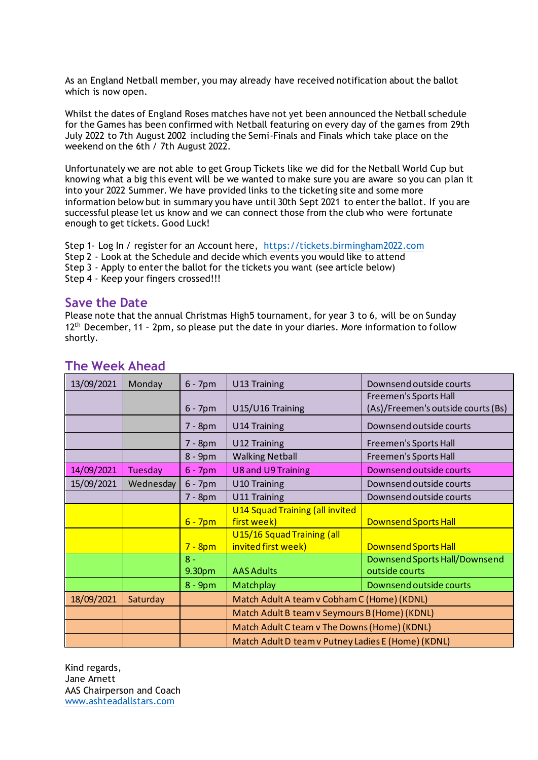As an England Netball member, you may already have received notification about the ballot which is now open.

Whilst the dates of England Roses matches have not yet been announced the Netball schedule for the Games has been confirmed with Netball featuring on every day of the games from 29th July 2022 to 7th August 2002 including the Semi-Finals and Finals which take place on the weekend on the 6th / 7th August 2022.

Unfortunately we are not able to get Group Tickets like we did for the Netball World Cup but knowing what a big this event will be we wanted to make sure you are aware so you can plan it into your 2022 Summer. We have provided links to the ticketing site and some more information below but in summary you have until 30th Sept 2021 to enter the ballot. If you are successful please let us know and we can connect those from the club who were fortunate enough to get tickets. Good Luck!

Step 1- Log In / register for an Account here, [https://tickets.birmingham2022.com](https://tickets.birmingham2022.com)
Step 2 - Look at the Schedule and decide which events you would like to attend
Step 3 - Apply to enter the ballot for the tickets you want (see article below)
Step 4 - Keep your fingers crossed!!!

## Save the Date

Please note that the annual Christmas High5 tournament, for year 3 to 6, will be on Sunday 12th December, 11 – 2pm, so please put the date in your diaries. More information to follow shortly.

## The Week Ahead

| | | | | |
|---|---|---|---|---|
| 13/09/2021 | Monday | 6 - 7pm | U13 Training | Downsend outside courts |
| | | 6 - 7pm | U15/U16 Training | Freemen's Sports Hall (As)/Freemen's outside courts (Bs) |
| | | 7 - 8pm | U14 Training | Downsend outside courts |
| | | 7 - 8pm | U12 Training | Freemen's Sports Hall |
| | | 8 - 9pm | Walking Netball | Freemen's Sports Hall |
| 14/09/2021 | Tuesday | 6 - 7pm | U8 and U9 Training | Downsend outside courts |
| 15/09/2021 | Wednesday | 6 - 7pm | U10 Training | Downsend outside courts |
| | | 7 - 8pm | U11 Training | Downsend outside courts |
| | | 6 - 7pm | U14 Squad Training (all invited first week) | Downsend Sports Hall |
| | | 7 - 8pm | U15/16 Squad Training (all invited first week) | Downsend Sports Hall |
| | | 8 - 9.30pm | AAS Adults | Downsend Sports Hall/Downsend outside courts |
| | | 8 - 9pm | Matchplay | Downsend outside courts |
| 18/09/2021 | Saturday | | Match Adult A team v Cobham C (Home) (KDNL) | |
| | | | Match Adult B team v Seymours B (Home) (KDNL) | |
| | | | Match Adult C team v The Downs (Home) (KDNL) | |
| | | | Match Adult D team v Putney Ladies E (Home) (KDNL) | |

Kind regards,
Jane Arnett
AAS Chairperson and Coach
[www.ashteadallstars.com](www.ashteadallstars.com)